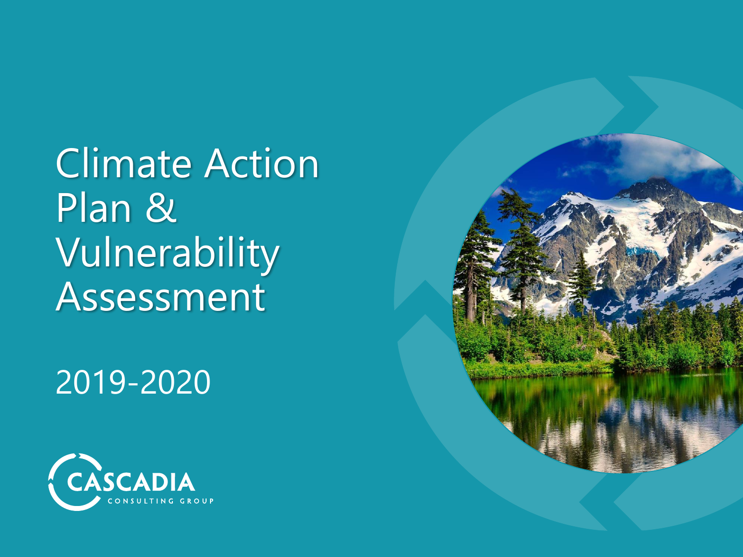# Climate Action Plan & Vulnerability Assessment

2019-2020

CASCADIA

CONSULTING GROUP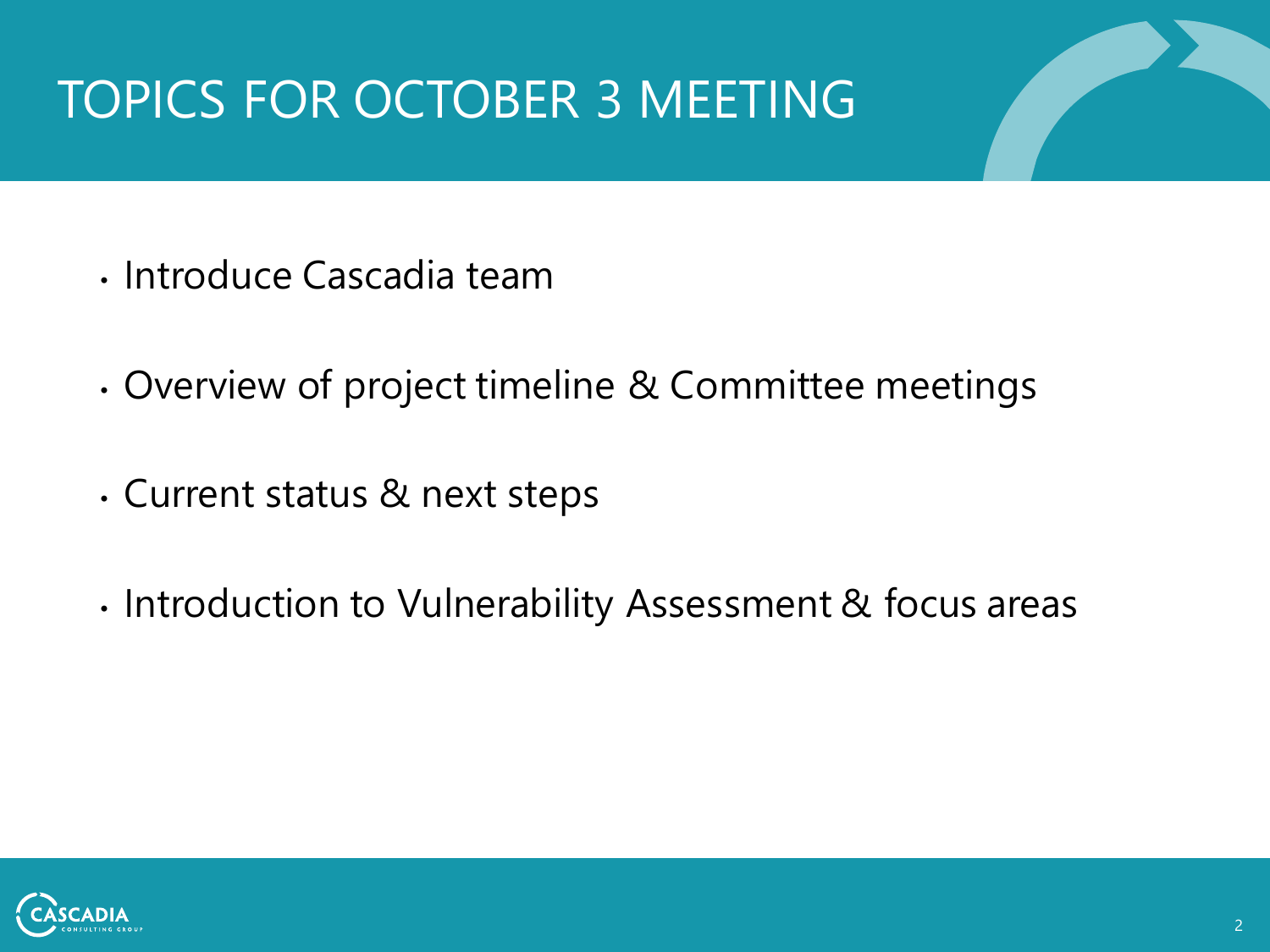# TOPICS FOR OCTOBER 3 MEETING

- Introduce Cascadia team
- Overview of project timeline & Committee meetings
- Current status & next steps
- Introduction to Vulnerability Assessment & focus areas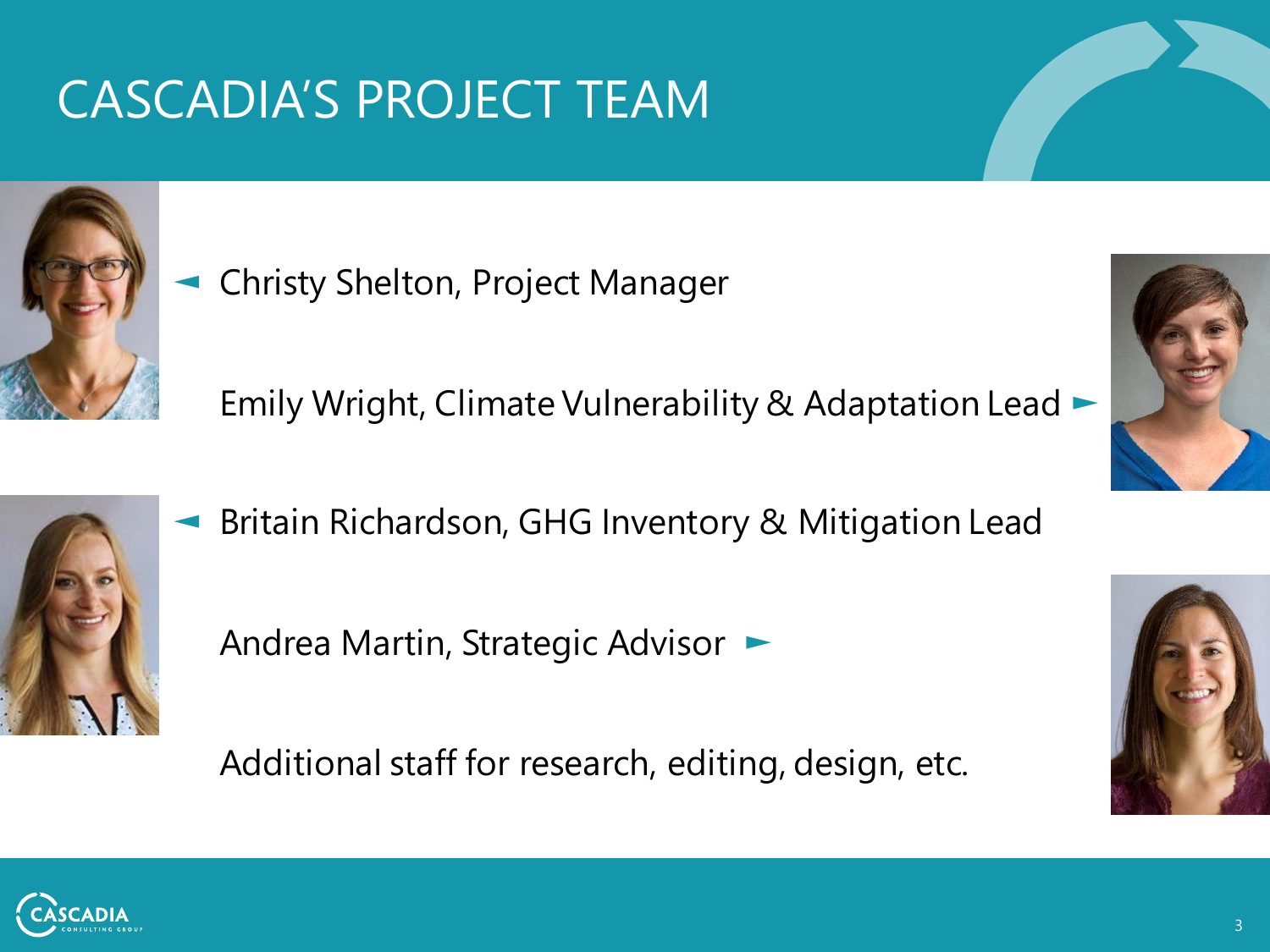# CASCADIA'S PROJECT TEAM

- Christy Shelton, Project Manager
- Emily Wright, Climate Vulnerability & Adaptation Lead
- Britain Richardson, GHG Inventory & Mitigation Lead
- Andrea Martin, Strategic Advisor
- Additional staff for research, editing, design, etc.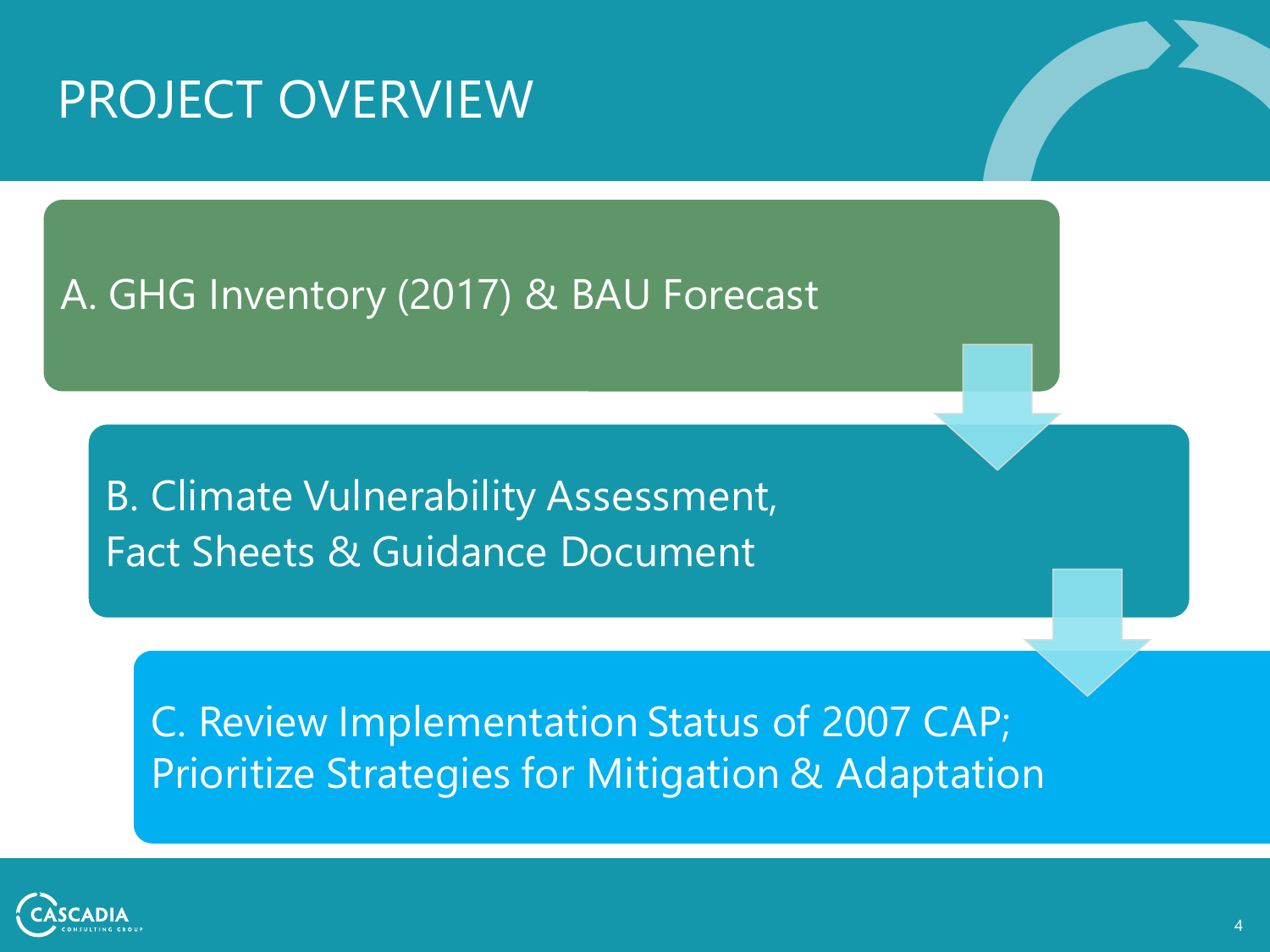# PROJECT OVERVIEW

A. GHG Inventory (2017) & BAU Forecast

B. Climate Vulnerability Assessment,
Fact Sheets & Guidance Document

C. Review Implementation Status of 2007 CAP;
Prioritize Strategies for Mitigation & Adaptation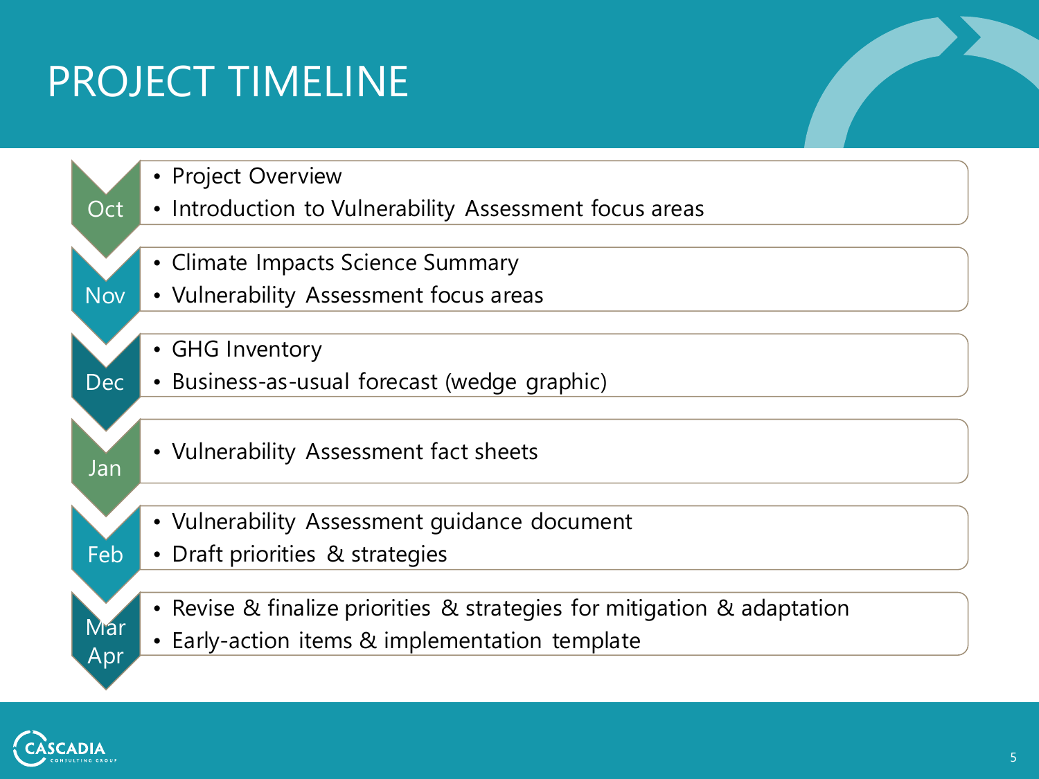# PROJECT TIMELINE

**Oct**
- Project Overview
- Introduction to Vulnerability Assessment focus areas

**Nov**
- Climate Impacts Science Summary
- Vulnerability Assessment focus areas

**Dec**
- GHG Inventory
- Business-as-usual forecast (wedge graphic)

**Jan**
- Vulnerability Assessment fact sheets

**Feb**
- Vulnerability Assessment guidance document
- Draft priorities & strategies

**Mar Apr**
- Revise & finalize priorities & strategies for mitigation & adaptation
- Early-action items & implementation template

CASCADIA CONSULTING GROUP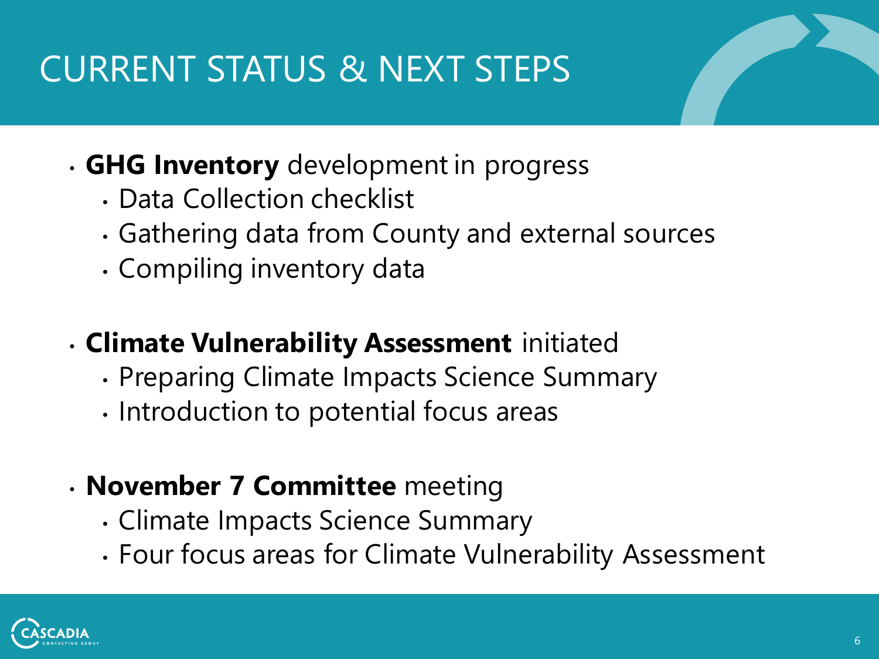# CURRENT STATUS & NEXT STEPS

- **GHG Inventory** development in progress
  - Data Collection checklist
  - Gathering data from County and external sources
  - Compiling inventory data

- **Climate Vulnerability Assessment** initiated
  - Preparing Climate Impacts Science Summary
  - Introduction to potential focus areas

- **November 7 Committee** meeting
  - Climate Impacts Science Summary
  - Four focus areas for Climate Vulnerability Assessment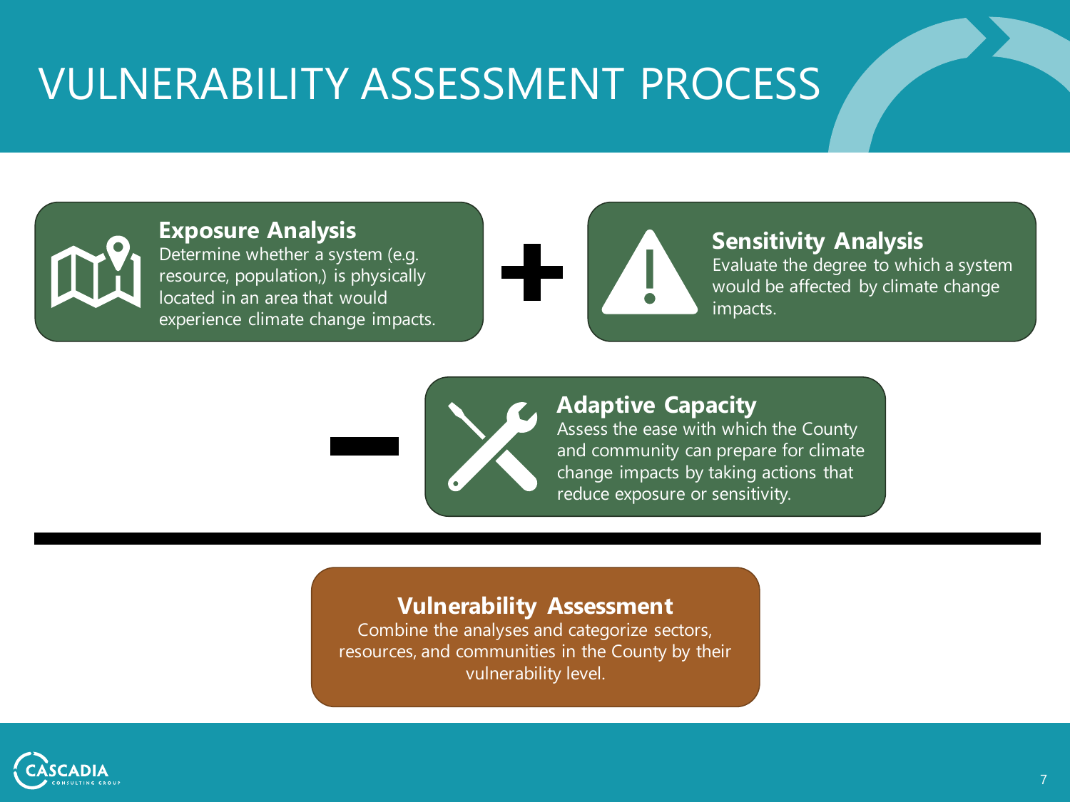# VULNERABILITY ASSESSMENT PROCESS

**Exposure Analysis**
Determine whether a system (e.g. resource, population,) is physically located in an area that would experience climate change impacts.

+

**Sensitivity Analysis**
Evaluate the degree to which a system would be affected by climate change impacts.

−

**Adaptive Capacity**
Assess the ease with which the County and community can prepare for climate change impacts by taking actions that reduce exposure or sensitivity.

---

**Vulnerability Assessment**
Combine the analyses and categorize sectors, resources, and communities in the County by their vulnerability level.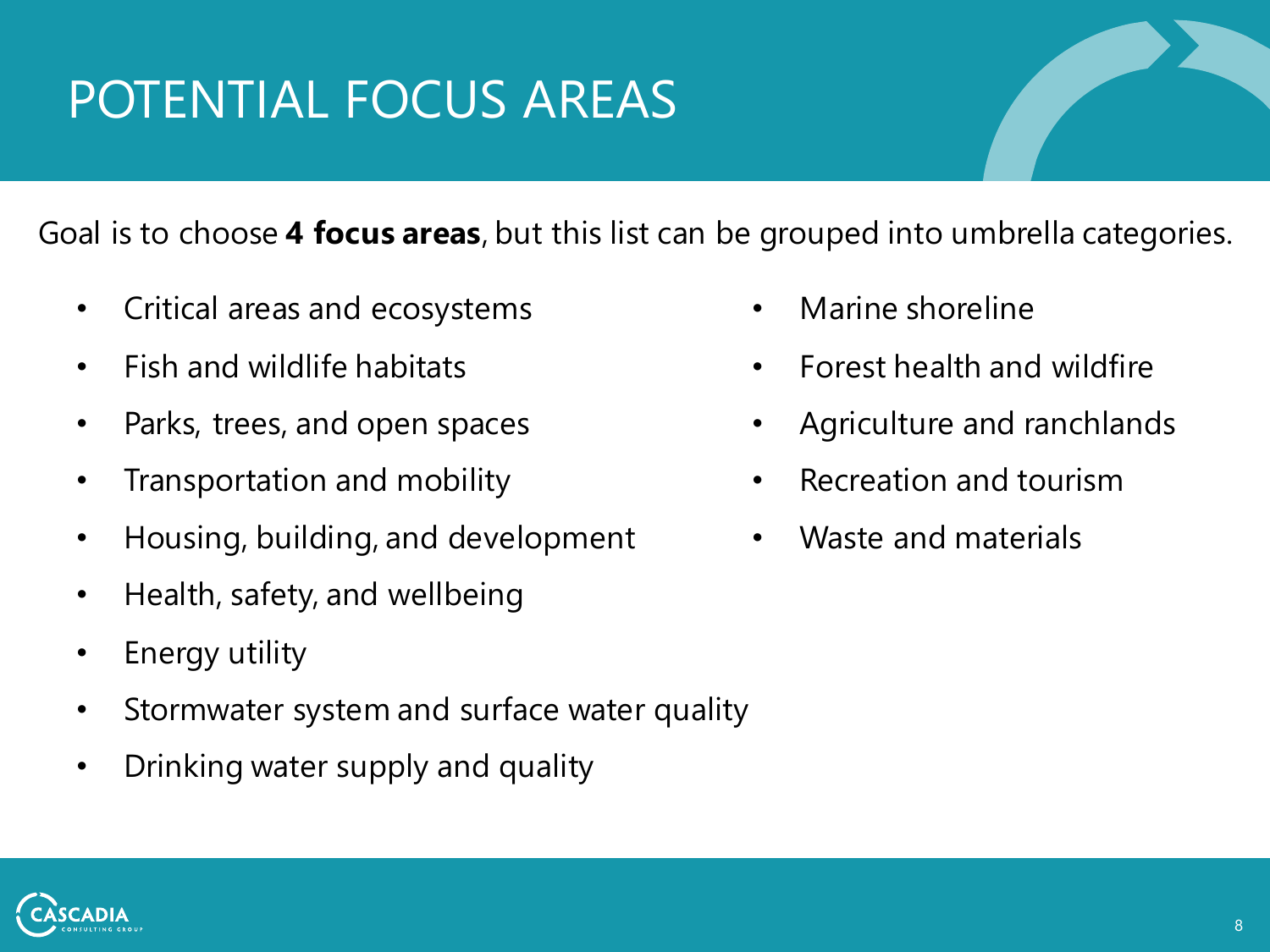# POTENTIAL FOCUS AREAS

Goal is to choose **4 focus areas**, but this list can be grouped into umbrella categories.

- Critical areas and ecosystems
- Fish and wildlife habitats
- Parks, trees, and open spaces
- Transportation and mobility
- Housing, building, and development
- Health, safety, and wellbeing
- Energy utility
- Stormwater system and surface water quality
- Drinking water supply and quality
- Marine shoreline
- Forest health and wildfire
- Agriculture and ranchlands
- Recreation and tourism
- Waste and materials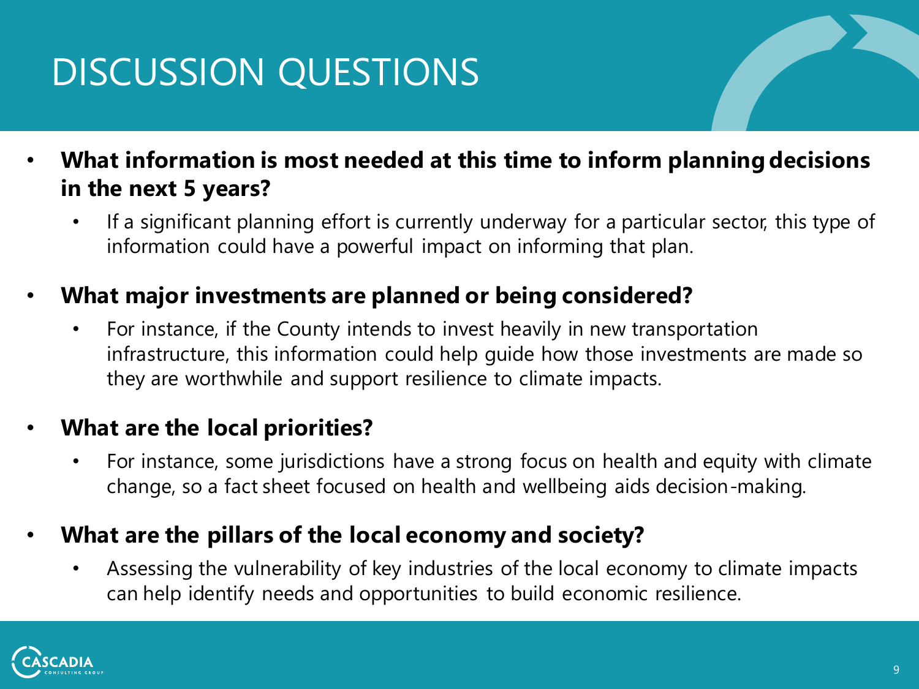# DISCUSSION QUESTIONS

- **What information is most needed at this time to inform planning decisions in the next 5 years?**
  - If a significant planning effort is currently underway for a particular sector, this type of information could have a powerful impact on informing that plan.
- **What major investments are planned or being considered?**
  - For instance, if the County intends to invest heavily in new transportation infrastructure, this information could help guide how those investments are made so they are worthwhile and support resilience to climate impacts.
- **What are the local priorities?**
  - For instance, some jurisdictions have a strong focus on health and equity with climate change, so a fact sheet focused on health and wellbeing aids decision-making.
- **What are the pillars of the local economy and society?**
  - Assessing the vulnerability of key industries of the local economy to climate impacts can help identify needs and opportunities to build economic resilience.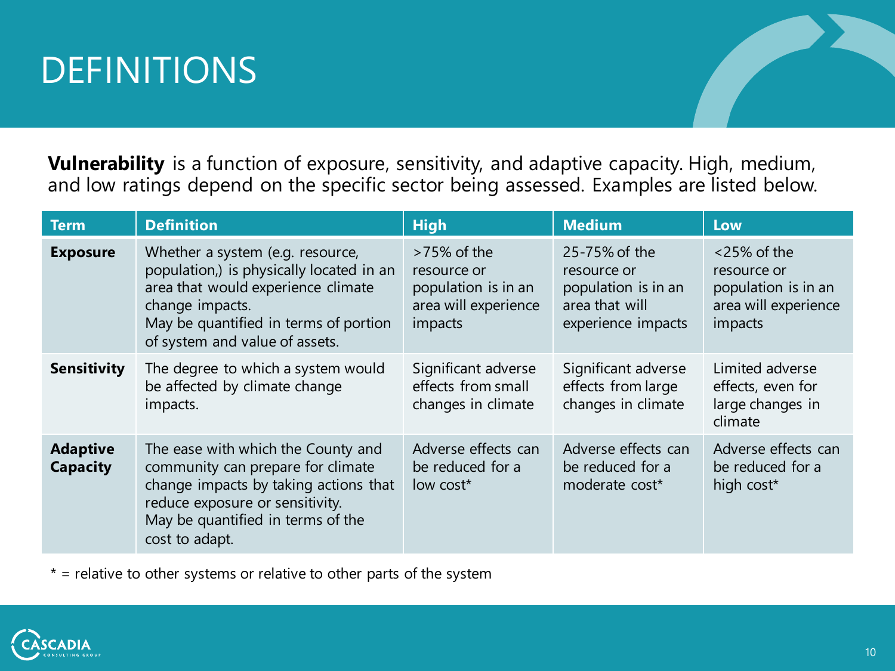# DEFINITIONS

**Vulnerability** is a function of exposure, sensitivity, and adaptive capacity. High, medium, and low ratings depend on the specific sector being assessed. Examples are listed below.

| Term | Definition | High | Medium | Low |
|---|---|---|---|---|
| **Exposure** | Whether a system (e.g. resource, population,) is physically located in an area that would experience climate change impacts. May be quantified in terms of portion of system and value of assets. | >75% of the resource or population is in an area will experience impacts | 25-75% of the resource or population is in an area that will experience impacts | <25% of the resource or population is in an area will experience impacts |
| **Sensitivity** | The degree to which a system would be affected by climate change impacts. | Significant adverse effects from small changes in climate | Significant adverse effects from large changes in climate | Limited adverse effects, even for large changes in climate |
| **Adaptive Capacity** | The ease with which the County and community can prepare for climate change impacts by taking actions that reduce exposure or sensitivity. May be quantified in terms of the cost to adapt. | Adverse effects can be reduced for a low cost* | Adverse effects can be reduced for a moderate cost* | Adverse effects can be reduced for a high cost* |

* = relative to other systems or relative to other parts of the system